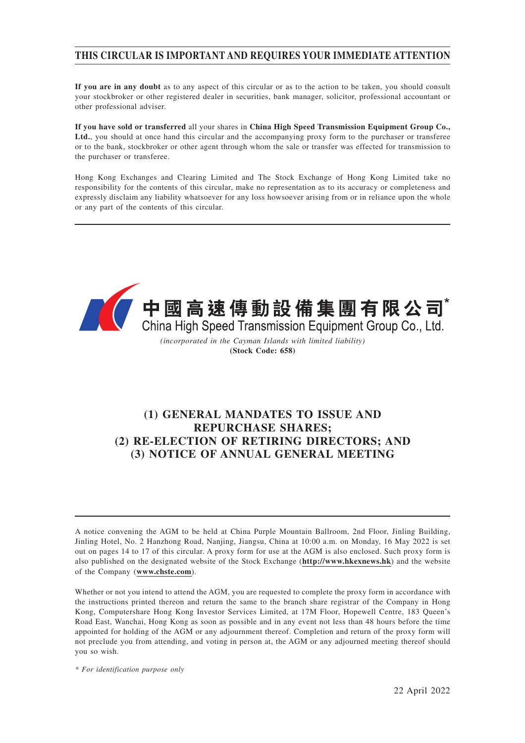# THIS CIRCULAR IS IMPORTANT AND REQUIRES YOUR IMMEDIATE ATTENTION

**If you are in any doubt** as to any aspect of this circular or as to the action to be taken, you should consult your stockbroker or other registered dealer in securities, bank manager, solicitor, professional accountant or other professional adviser.

**If you have sold or transferred** all your shares in **China High Speed Transmission Equipment Group Co., Ltd.**, you should at once hand this circular and the accompanying proxy form to the purchaser or transferee or to the bank, stockbroker or other agent through whom the sale or transfer was effected for transmission to the purchaser or transferee.

Hong Kong Exchanges and Clearing Limited and The Stock Exchange of Hong Kong Limited take no responsibility for the contents of this circular, make no representation as to its accuracy or completeness and expressly disclaim any liability whatsoever for any loss howsoever arising from or in reliance upon the whole or any part of the contents of this circular.

**中國高速傳動設備集團有限公司***

**China High Speed Transmission Equipment Group Co., Ltd.**

*(incorporated in the Cayman Islands with limited liability)*

**(Stock Code: 658)**

## (1) GENERAL MANDATES TO ISSUE AND REPURCHASE SHARES; (2) RE-ELECTION OF RETIRING DIRECTORS; AND (3) NOTICE OF ANNUAL GENERAL MEETING

A notice convening the AGM to be held at China Purple Mountain Ballroom, 2nd Floor, Jinling Building, Jinling Hotel, No. 2 Hanzhong Road, Nanjing, Jiangsu, China at 10:00 a.m. on Monday, 16 May 2022 is set out on pages 14 to 17 of this circular. A proxy form for use at the AGM is also enclosed. Such proxy form is also published on the designated website of the Stock Exchange (**http://www.hkexnews.hk**) and the website of the Company (**www.chste.com**).

Whether or not you intend to attend the AGM, you are requested to complete the proxy form in accordance with the instructions printed thereon and return the same to the branch share registrar of the Company in Hong Kong, Computershare Hong Kong Investor Services Limited, at 17M Floor, Hopewell Centre, 183 Queen's Road East, Wanchai, Hong Kong as soon as possible and in any event not less than 48 hours before the time appointed for holding of the AGM or any adjournment thereof. Completion and return of the proxy form will not preclude you from attending, and voting in person at, the AGM or any adjourned meeting thereof should you so wish.

*\* For identification purpose only*

22 April 2022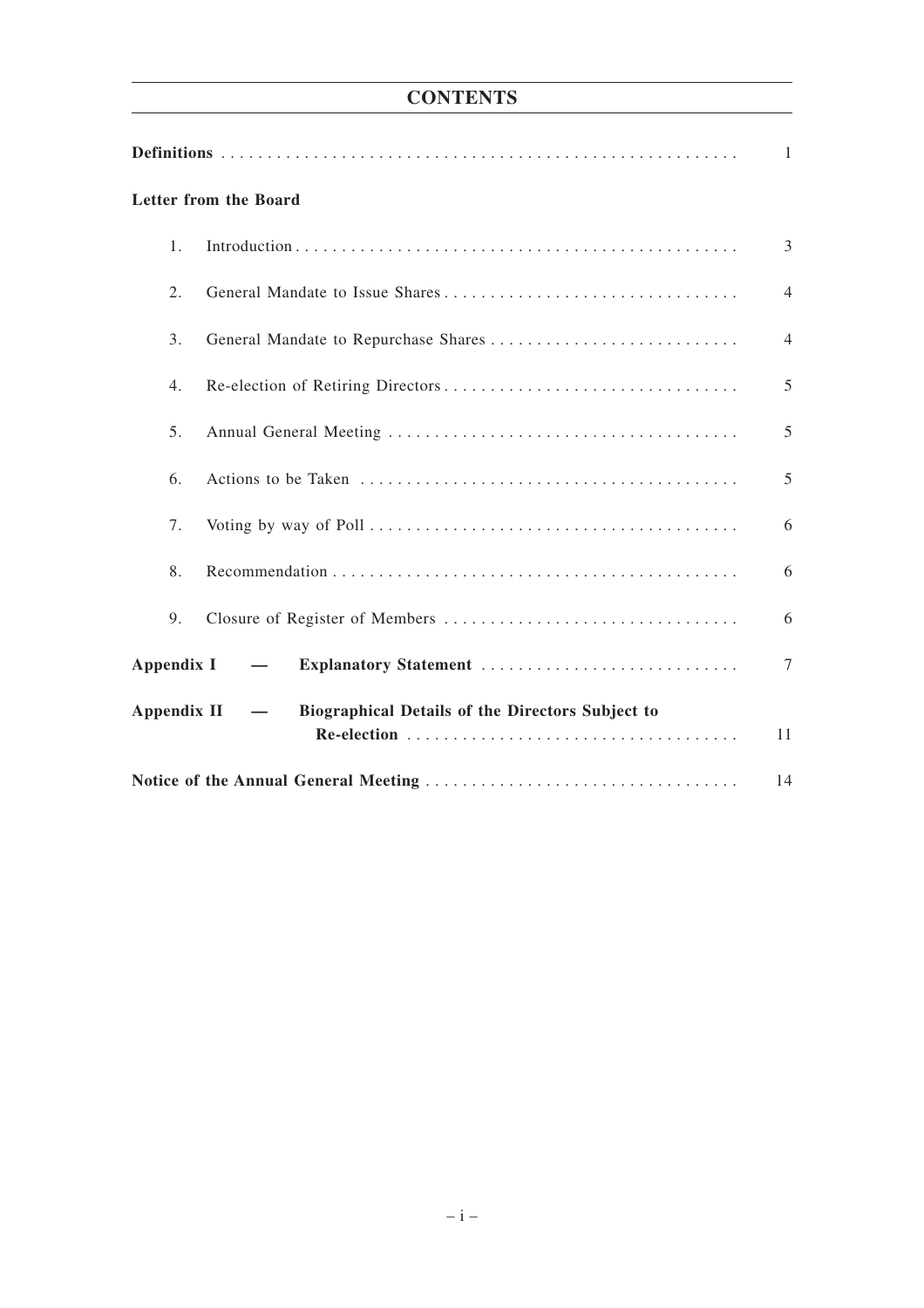# CONTENTS

| | Page |
|---|---|
| **Definitions** | 1 |
| **Letter from the Board** | |
| 1. Introduction | 3 |
| 2. General Mandate to Issue Shares | 4 |
| 3. General Mandate to Repurchase Shares | 4 |
| 4. Re-election of Retiring Directors | 5 |
| 5. Annual General Meeting | 5 |
| 6. Actions to be Taken | 5 |
| 7. Voting by way of Poll | 6 |
| 8. Recommendation | 6 |
| 9. Closure of Register of Members | 6 |
| **Appendix I — Explanatory Statement** | 7 |
| **Appendix II — Biographical Details of the Directors Subject to Re-election** | 11 |
| **Notice of the Annual General Meeting** | 14 |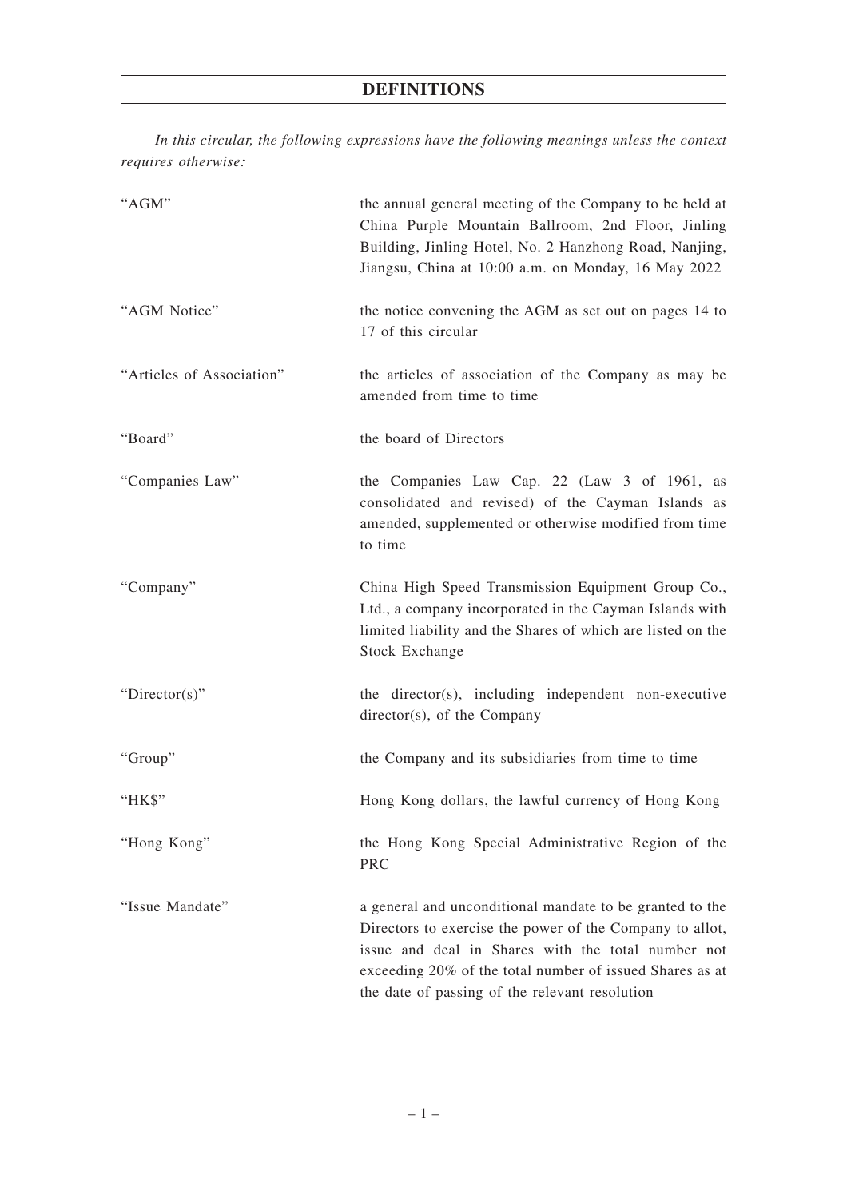# DEFINITIONS

*In this circular, the following expressions have the following meanings unless the context requires otherwise:*

| | |
|---|---|
| "AGM" | the annual general meeting of the Company to be held at China Purple Mountain Ballroom, 2nd Floor, Jinling Building, Jinling Hotel, No. 2 Hanzhong Road, Nanjing, Jiangsu, China at 10:00 a.m. on Monday, 16 May 2022 |
| "AGM Notice" | the notice convening the AGM as set out on pages 14 to 17 of this circular |
| "Articles of Association" | the articles of association of the Company as may be amended from time to time |
| "Board" | the board of Directors |
| "Companies Law" | the Companies Law Cap. 22 (Law 3 of 1961, as consolidated and revised) of the Cayman Islands as amended, supplemented or otherwise modified from time to time |
| "Company" | China High Speed Transmission Equipment Group Co., Ltd., a company incorporated in the Cayman Islands with limited liability and the Shares of which are listed on the Stock Exchange |
| "Director(s)" | the director(s), including independent non-executive director(s), of the Company |
| "Group" | the Company and its subsidiaries from time to time |
| "HK$" | Hong Kong dollars, the lawful currency of Hong Kong |
| "Hong Kong" | the Hong Kong Special Administrative Region of the PRC |
| "Issue Mandate" | a general and unconditional mandate to be granted to the Directors to exercise the power of the Company to allot, issue and deal in Shares with the total number not exceeding 20% of the total number of issued Shares as at the date of passing of the relevant resolution |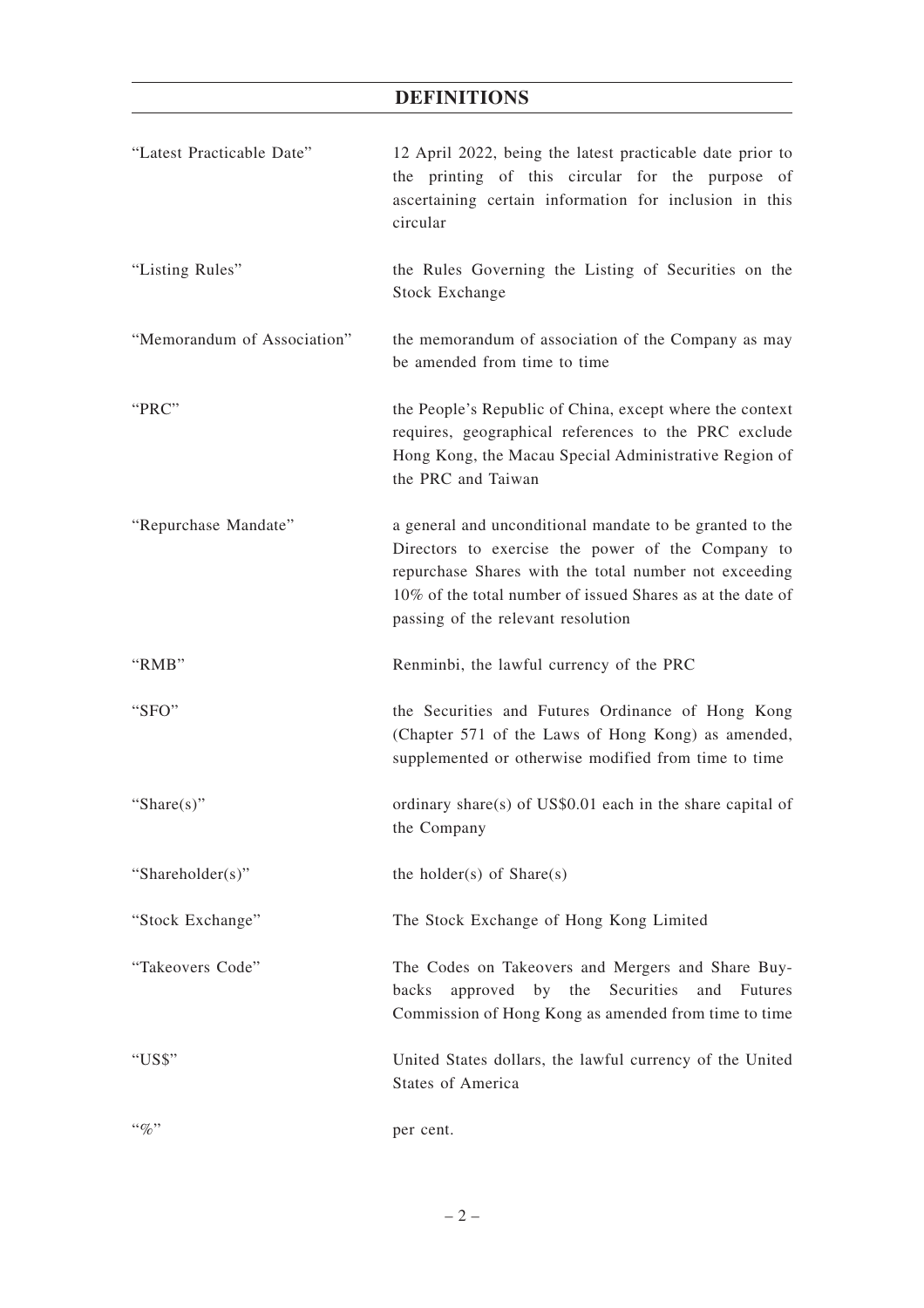# DEFINITIONS

| | |
|---|---|
| "Latest Practicable Date" | 12 April 2022, being the latest practicable date prior to the printing of this circular for the purpose of ascertaining certain information for inclusion in this circular |
| "Listing Rules" | the Rules Governing the Listing of Securities on the Stock Exchange |
| "Memorandum of Association" | the memorandum of association of the Company as may be amended from time to time |
| "PRC" | the People's Republic of China, except where the context requires, geographical references to the PRC exclude Hong Kong, the Macau Special Administrative Region of the PRC and Taiwan |
| "Repurchase Mandate" | a general and unconditional mandate to be granted to the Directors to exercise the power of the Company to repurchase Shares with the total number not exceeding 10% of the total number of issued Shares as at the date of passing of the relevant resolution |
| "RMB" | Renminbi, the lawful currency of the PRC |
| "SFO" | the Securities and Futures Ordinance of Hong Kong (Chapter 571 of the Laws of Hong Kong) as amended, supplemented or otherwise modified from time to time |
| "Share(s)" | ordinary share(s) of US$0.01 each in the share capital of the Company |
| "Shareholder(s)" | the holder(s) of Share(s) |
| "Stock Exchange" | The Stock Exchange of Hong Kong Limited |
| "Takeovers Code" | The Codes on Takeovers and Mergers and Share Buy-backs approved by the Securities and Futures Commission of Hong Kong as amended from time to time |
| "US$" | United States dollars, the lawful currency of the United States of America |
| "%" | per cent. |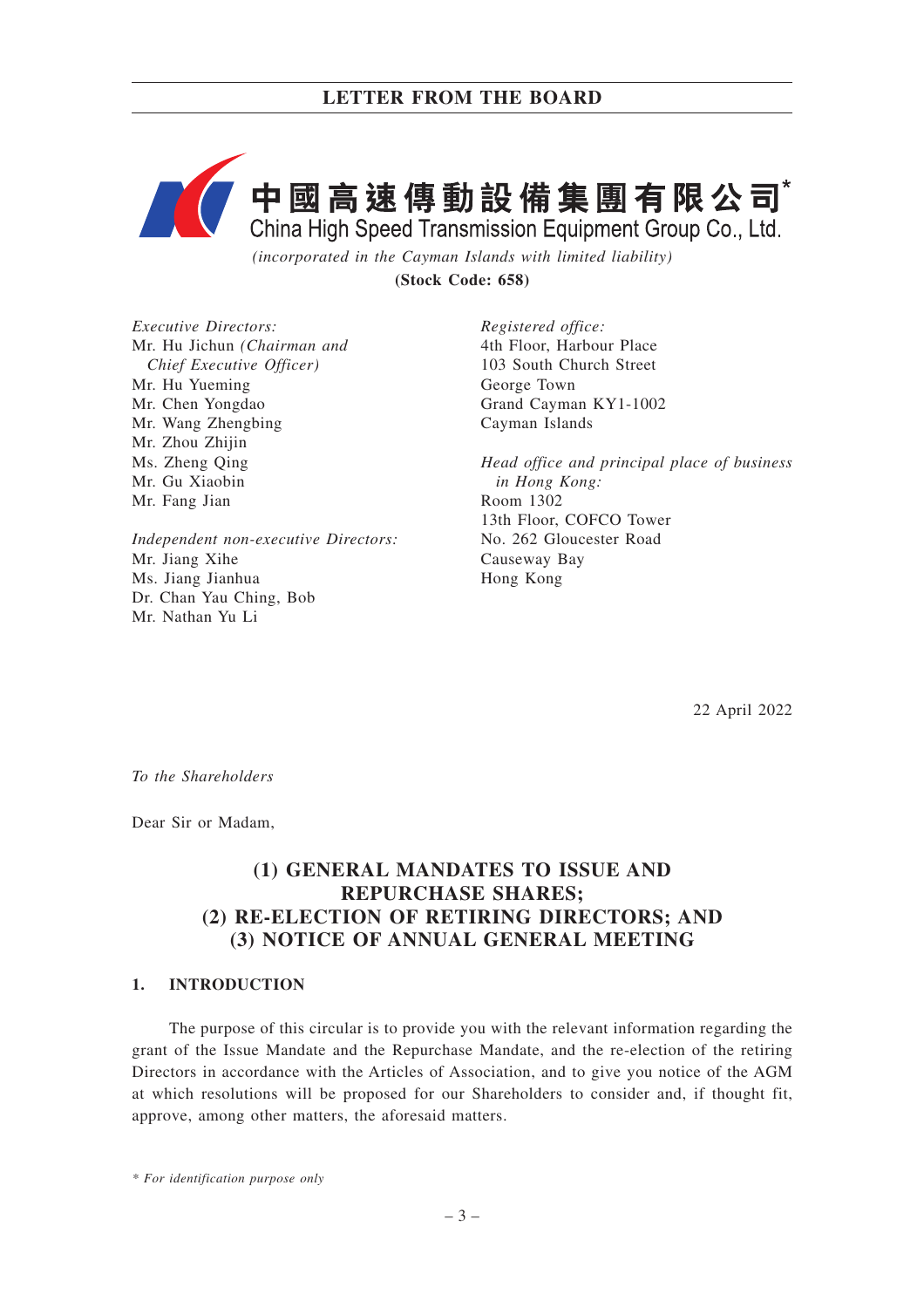# 中國高速傳動設備集團有限公司*
China High Speed Transmission Equipment Group Co., Ltd.

*(incorporated in the Cayman Islands with limited liability)*

**(Stock Code: 658)**

*Executive Directors:*
Mr. Hu Jichun *(Chairman and Chief Executive Officer)*
Mr. Hu Yueming
Mr. Chen Yongdao
Mr. Wang Zhengbing
Mr. Zhou Zhijin
Ms. Zheng Qing
Mr. Gu Xiaobin
Mr. Fang Jian

*Independent non-executive Directors:*
Mr. Jiang Xihe
Ms. Jiang Jianhua
Dr. Chan Yau Ching, Bob
Mr. Nathan Yu Li

*Registered office:*
4th Floor, Harbour Place
103 South Church Street
George Town
Grand Cayman KY1-1002
Cayman Islands

*Head office and principal place of business in Hong Kong:*
Room 1302
13th Floor, COFCO Tower
No. 262 Gloucester Road
Causeway Bay
Hong Kong

22 April 2022

*To the Shareholders*

Dear Sir or Madam,

## (1) GENERAL MANDATES TO ISSUE AND REPURCHASE SHARES; (2) RE-ELECTION OF RETIRING DIRECTORS; AND (3) NOTICE OF ANNUAL GENERAL MEETING

### 1. INTRODUCTION

The purpose of this circular is to provide you with the relevant information regarding the grant of the Issue Mandate and the Repurchase Mandate, and the re-election of the retiring Directors in accordance with the Articles of Association, and to give you notice of the AGM at which resolutions will be proposed for our Shareholders to consider and, if thought fit, approve, among other matters, the aforesaid matters.

* *For identification purpose only*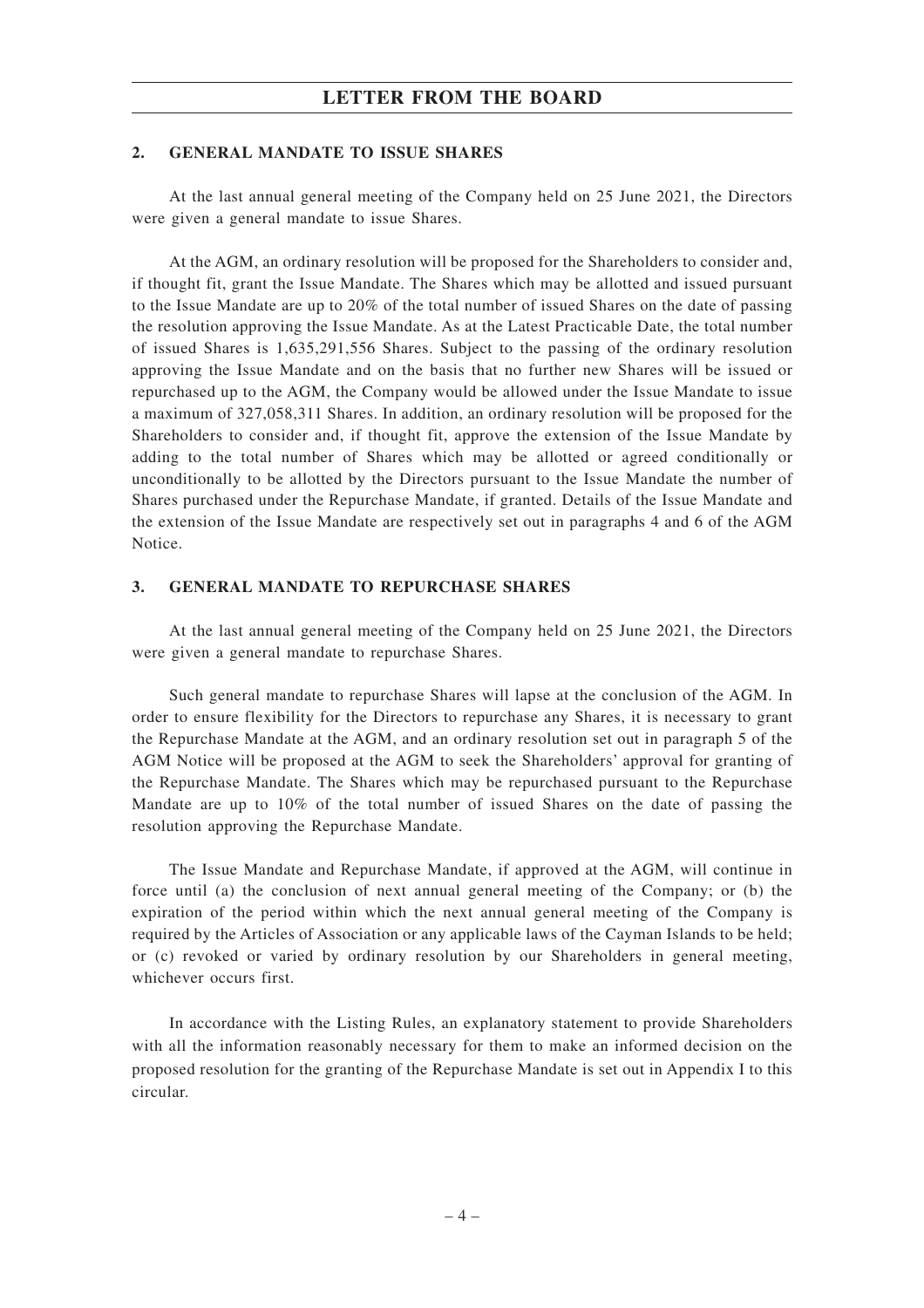## 2. GENERAL MANDATE TO ISSUE SHARES

At the last annual general meeting of the Company held on 25 June 2021, the Directors were given a general mandate to issue Shares.

At the AGM, an ordinary resolution will be proposed for the Shareholders to consider and, if thought fit, grant the Issue Mandate. The Shares which may be allotted and issued pursuant to the Issue Mandate are up to 20% of the total number of issued Shares on the date of passing the resolution approving the Issue Mandate. As at the Latest Practicable Date, the total number of issued Shares is 1,635,291,556 Shares. Subject to the passing of the ordinary resolution approving the Issue Mandate and on the basis that no further new Shares will be issued or repurchased up to the AGM, the Company would be allowed under the Issue Mandate to issue a maximum of 327,058,311 Shares. In addition, an ordinary resolution will be proposed for the Shareholders to consider and, if thought fit, approve the extension of the Issue Mandate by adding to the total number of Shares which may be allotted or agreed conditionally or unconditionally to be allotted by the Directors pursuant to the Issue Mandate the number of Shares purchased under the Repurchase Mandate, if granted. Details of the Issue Mandate and the extension of the Issue Mandate are respectively set out in paragraphs 4 and 6 of the AGM Notice.

## 3. GENERAL MANDATE TO REPURCHASE SHARES

At the last annual general meeting of the Company held on 25 June 2021, the Directors were given a general mandate to repurchase Shares.

Such general mandate to repurchase Shares will lapse at the conclusion of the AGM. In order to ensure flexibility for the Directors to repurchase any Shares, it is necessary to grant the Repurchase Mandate at the AGM, and an ordinary resolution set out in paragraph 5 of the AGM Notice will be proposed at the AGM to seek the Shareholders' approval for granting of the Repurchase Mandate. The Shares which may be repurchased pursuant to the Repurchase Mandate are up to 10% of the total number of issued Shares on the date of passing the resolution approving the Repurchase Mandate.

The Issue Mandate and Repurchase Mandate, if approved at the AGM, will continue in force until (a) the conclusion of next annual general meeting of the Company; or (b) the expiration of the period within which the next annual general meeting of the Company is required by the Articles of Association or any applicable laws of the Cayman Islands to be held; or (c) revoked or varied by ordinary resolution by our Shareholders in general meeting, whichever occurs first.

In accordance with the Listing Rules, an explanatory statement to provide Shareholders with all the information reasonably necessary for them to make an informed decision on the proposed resolution for the granting of the Repurchase Mandate is set out in Appendix I to this circular.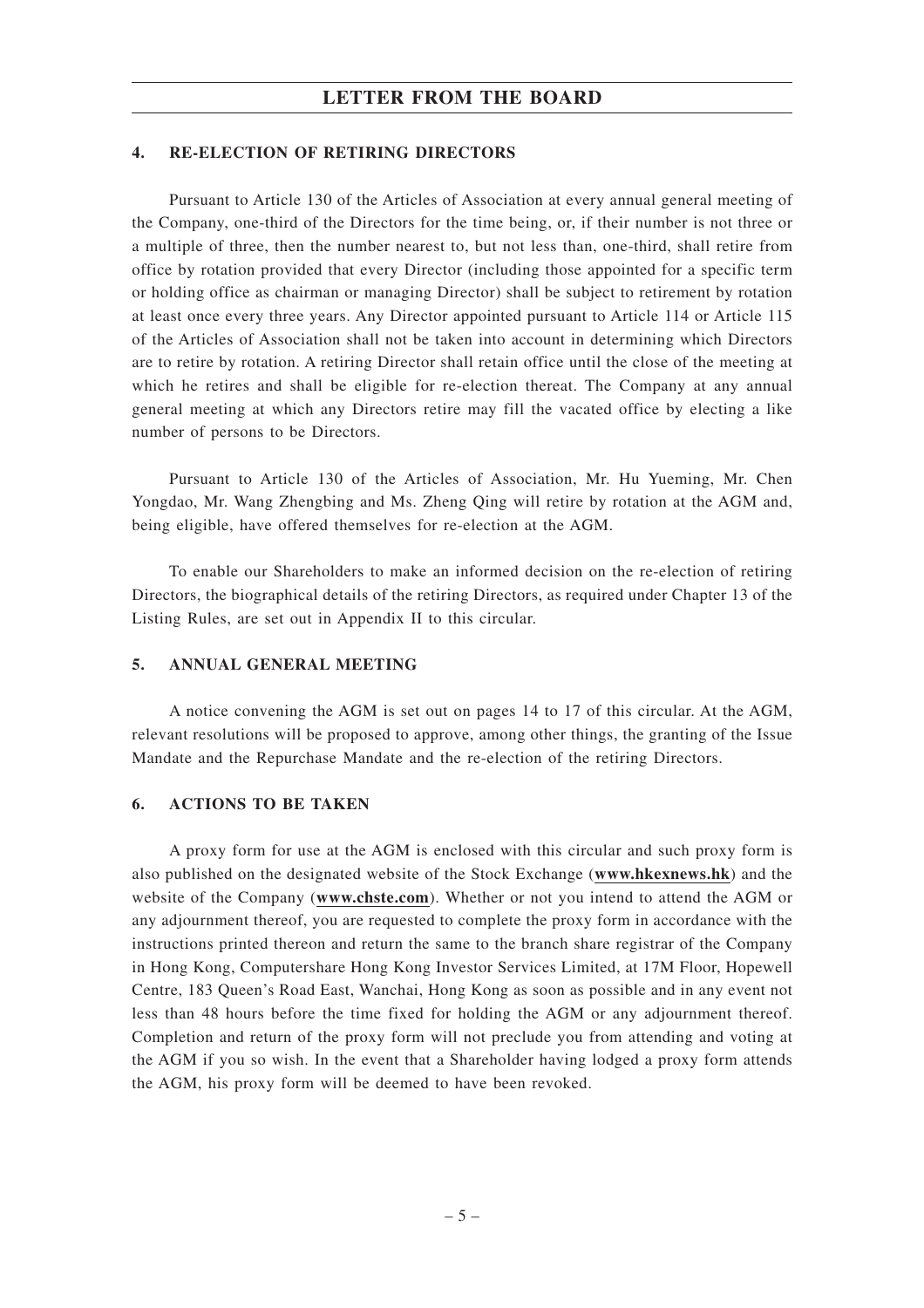## 4. RE-ELECTION OF RETIRING DIRECTORS

Pursuant to Article 130 of the Articles of Association at every annual general meeting of the Company, one-third of the Directors for the time being, or, if their number is not three or a multiple of three, then the number nearest to, but not less than, one-third, shall retire from office by rotation provided that every Director (including those appointed for a specific term or holding office as chairman or managing Director) shall be subject to retirement by rotation at least once every three years. Any Director appointed pursuant to Article 114 or Article 115 of the Articles of Association shall not be taken into account in determining which Directors are to retire by rotation. A retiring Director shall retain office until the close of the meeting at which he retires and shall be eligible for re-election thereat. The Company at any annual general meeting at which any Directors retire may fill the vacated office by electing a like number of persons to be Directors.

Pursuant to Article 130 of the Articles of Association, Mr. Hu Yueming, Mr. Chen Yongdao, Mr. Wang Zhengbing and Ms. Zheng Qing will retire by rotation at the AGM and, being eligible, have offered themselves for re-election at the AGM.

To enable our Shareholders to make an informed decision on the re-election of retiring Directors, the biographical details of the retiring Directors, as required under Chapter 13 of the Listing Rules, are set out in Appendix II to this circular.

## 5. ANNUAL GENERAL MEETING

A notice convening the AGM is set out on pages 14 to 17 of this circular. At the AGM, relevant resolutions will be proposed to approve, among other things, the granting of the Issue Mandate and the Repurchase Mandate and the re-election of the retiring Directors.

## 6. ACTIONS TO BE TAKEN

A proxy form for use at the AGM is enclosed with this circular and such proxy form is also published on the designated website of the Stock Exchange (**www.hkexnews.hk**) and the website of the Company (**www.chste.com**). Whether or not you intend to attend the AGM or any adjournment thereof, you are requested to complete the proxy form in accordance with the instructions printed thereon and return the same to the branch share registrar of the Company in Hong Kong, Computershare Hong Kong Investor Services Limited, at 17M Floor, Hopewell Centre, 183 Queen's Road East, Wanchai, Hong Kong as soon as possible and in any event not less than 48 hours before the time fixed for holding the AGM or any adjournment thereof. Completion and return of the proxy form will not preclude you from attending and voting at the AGM if you so wish. In the event that a Shareholder having lodged a proxy form attends the AGM, his proxy form will be deemed to have been revoked.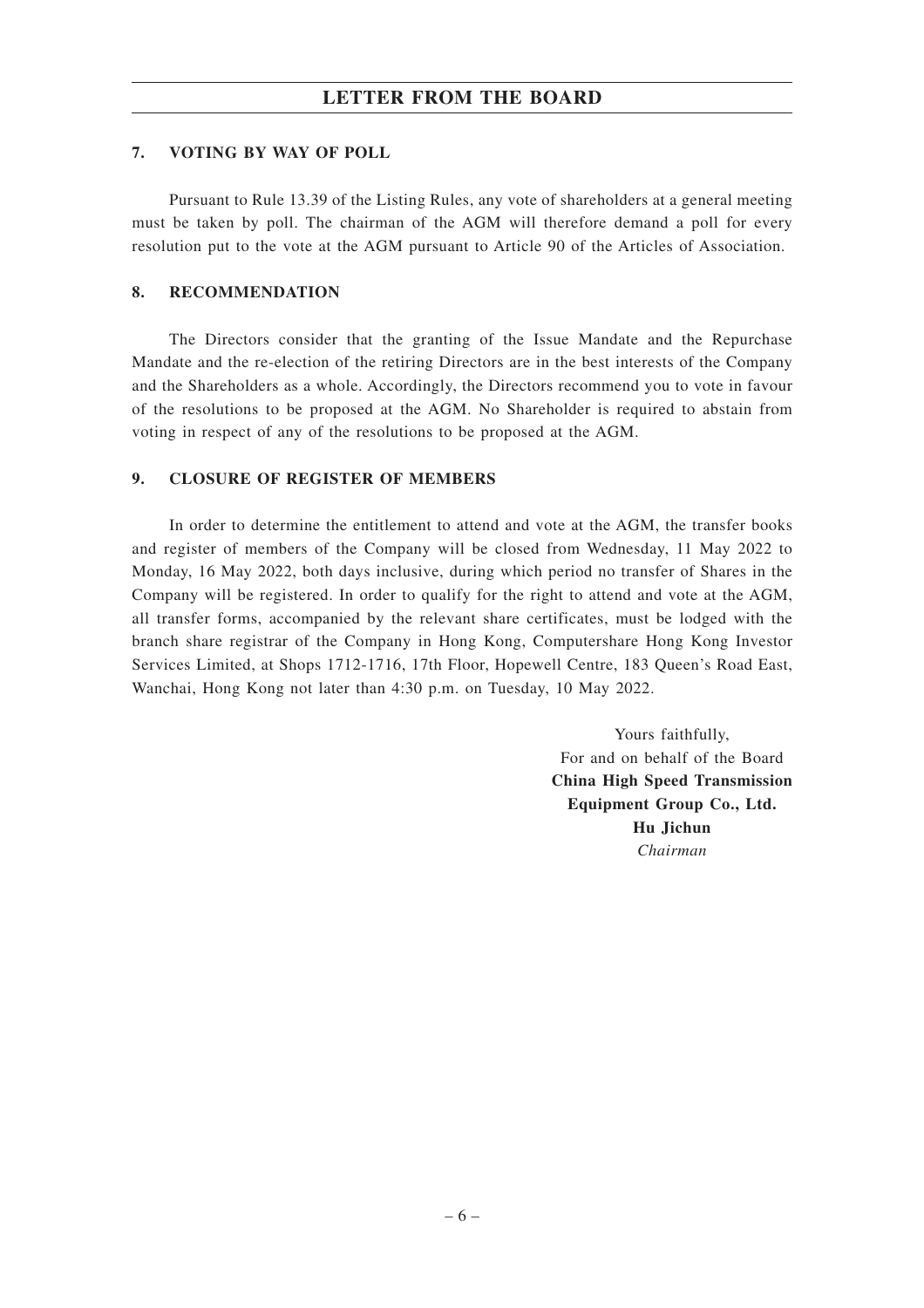### 7. VOTING BY WAY OF POLL

Pursuant to Rule 13.39 of the Listing Rules, any vote of shareholders at a general meeting must be taken by poll. The chairman of the AGM will therefore demand a poll for every resolution put to the vote at the AGM pursuant to Article 90 of the Articles of Association.

### 8. RECOMMENDATION

The Directors consider that the granting of the Issue Mandate and the Repurchase Mandate and the re-election of the retiring Directors are in the best interests of the Company and the Shareholders as a whole. Accordingly, the Directors recommend you to vote in favour of the resolutions to be proposed at the AGM. No Shareholder is required to abstain from voting in respect of any of the resolutions to be proposed at the AGM.

### 9. CLOSURE OF REGISTER OF MEMBERS

In order to determine the entitlement to attend and vote at the AGM, the transfer books and register of members of the Company will be closed from Wednesday, 11 May 2022 to Monday, 16 May 2022, both days inclusive, during which period no transfer of Shares in the Company will be registered. In order to qualify for the right to attend and vote at the AGM, all transfer forms, accompanied by the relevant share certificates, must be lodged with the branch share registrar of the Company in Hong Kong, Computershare Hong Kong Investor Services Limited, at Shops 1712-1716, 17th Floor, Hopewell Centre, 183 Queen's Road East, Wanchai, Hong Kong not later than 4:30 p.m. on Tuesday, 10 May 2022.

Yours faithfully,
For and on behalf of the Board
**China High Speed Transmission Equipment Group Co., Ltd.**
**Hu Jichun**
*Chairman*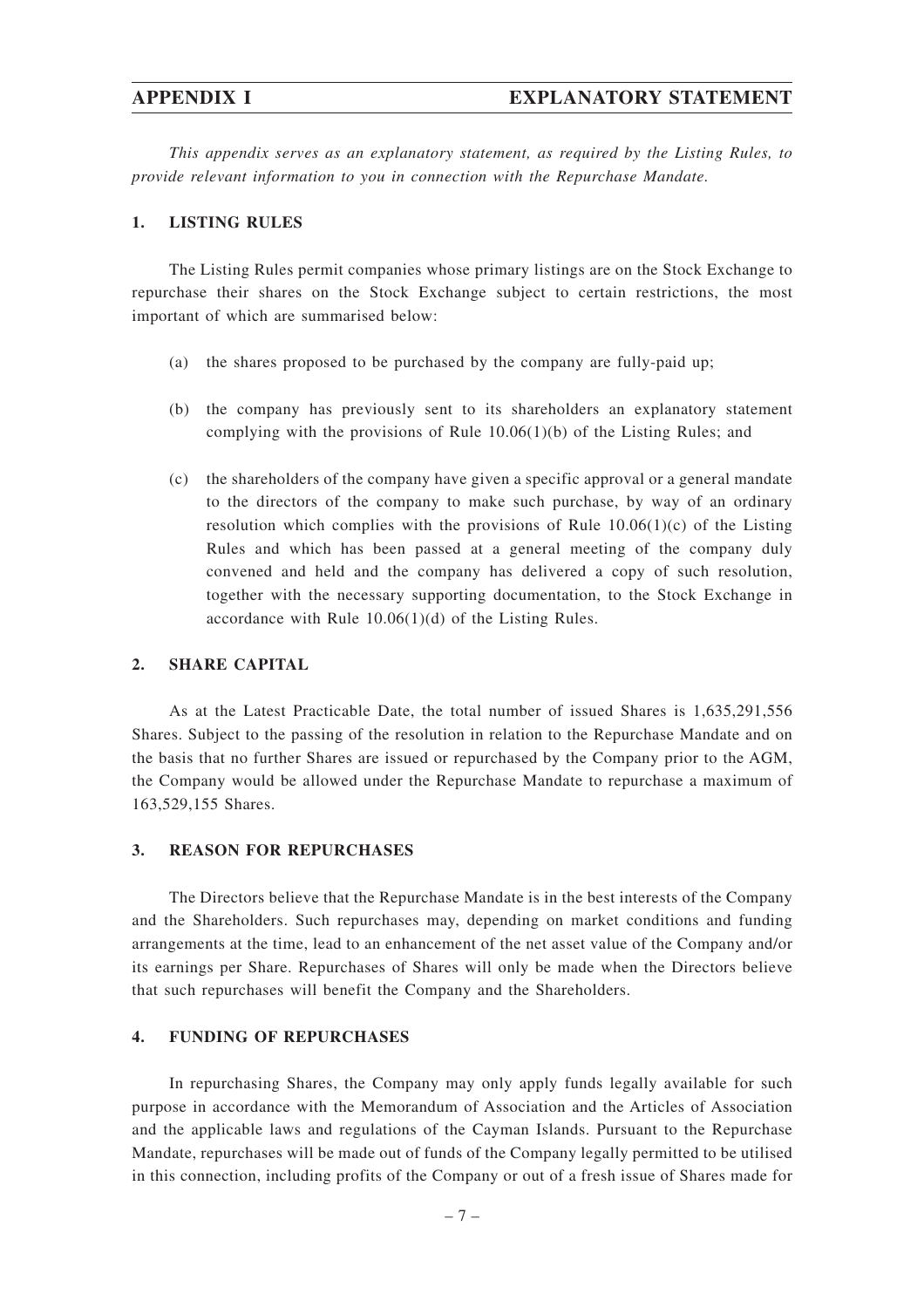# APPENDIX I EXPLANATORY STATEMENT

*This appendix serves as an explanatory statement, as required by the Listing Rules, to provide relevant information to you in connection with the Repurchase Mandate.*

## 1. LISTING RULES

The Listing Rules permit companies whose primary listings are on the Stock Exchange to repurchase their shares on the Stock Exchange subject to certain restrictions, the most important of which are summarised below:

(a) the shares proposed to be purchased by the company are fully-paid up;

(b) the company has previously sent to its shareholders an explanatory statement complying with the provisions of Rule 10.06(1)(b) of the Listing Rules; and

(c) the shareholders of the company have given a specific approval or a general mandate to the directors of the company to make such purchase, by way of an ordinary resolution which complies with the provisions of Rule 10.06(1)(c) of the Listing Rules and which has been passed at a general meeting of the company duly convened and held and the company has delivered a copy of such resolution, together with the necessary supporting documentation, to the Stock Exchange in accordance with Rule 10.06(1)(d) of the Listing Rules.

## 2. SHARE CAPITAL

As at the Latest Practicable Date, the total number of issued Shares is 1,635,291,556 Shares. Subject to the passing of the resolution in relation to the Repurchase Mandate and on the basis that no further Shares are issued or repurchased by the Company prior to the AGM, the Company would be allowed under the Repurchase Mandate to repurchase a maximum of 163,529,155 Shares.

## 3. REASON FOR REPURCHASES

The Directors believe that the Repurchase Mandate is in the best interests of the Company and the Shareholders. Such repurchases may, depending on market conditions and funding arrangements at the time, lead to an enhancement of the net asset value of the Company and/or its earnings per Share. Repurchases of Shares will only be made when the Directors believe that such repurchases will benefit the Company and the Shareholders.

## 4. FUNDING OF REPURCHASES

In repurchasing Shares, the Company may only apply funds legally available for such purpose in accordance with the Memorandum of Association and the Articles of Association and the applicable laws and regulations of the Cayman Islands. Pursuant to the Repurchase Mandate, repurchases will be made out of funds of the Company legally permitted to be utilised in this connection, including profits of the Company or out of a fresh issue of Shares made for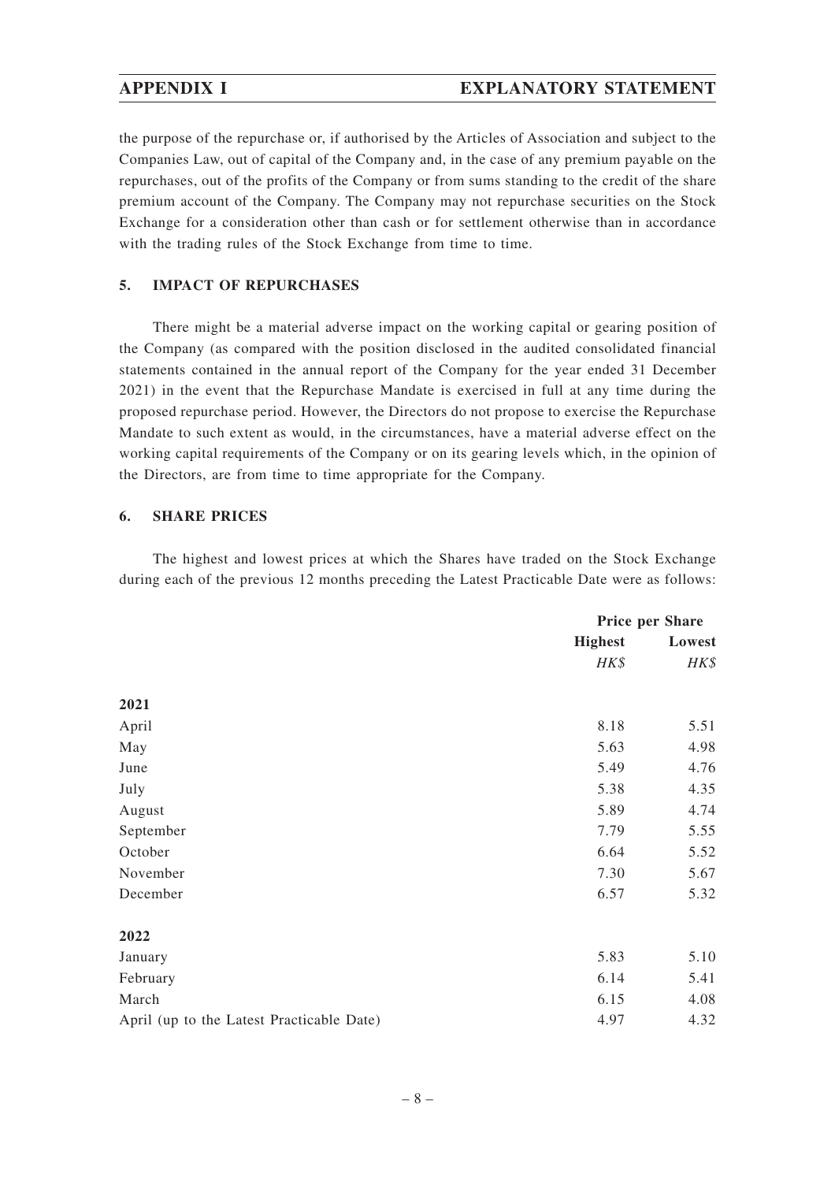the purpose of the repurchase or, if authorised by the Articles of Association and subject to the Companies Law, out of capital of the Company and, in the case of any premium payable on the repurchases, out of the profits of the Company or from sums standing to the credit of the share premium account of the Company. The Company may not repurchase securities on the Stock Exchange for a consideration other than cash or for settlement otherwise than in accordance with the trading rules of the Stock Exchange from time to time.

## 5. IMPACT OF REPURCHASES

There might be a material adverse impact on the working capital or gearing position of the Company (as compared with the position disclosed in the audited consolidated financial statements contained in the annual report of the Company for the year ended 31 December 2021) in the event that the Repurchase Mandate is exercised in full at any time during the proposed repurchase period. However, the Directors do not propose to exercise the Repurchase Mandate to such extent as would, in the circumstances, have a material adverse effect on the working capital requirements of the Company or on its gearing levels which, in the opinion of the Directors, are from time to time appropriate for the Company.

## 6. SHARE PRICES

The highest and lowest prices at which the Shares have traded on the Stock Exchange during each of the previous 12 months preceding the Latest Practicable Date were as follows:

| | Price per Share | |
|---|---|---|
| | **Highest** | **Lowest** |
| | *HK$* | *HK$* |
| **2021** | | |
| April | 8.18 | 5.51 |
| May | 5.63 | 4.98 |
| June | 5.49 | 4.76 |
| July | 5.38 | 4.35 |
| August | 5.89 | 4.74 |
| September | 7.79 | 5.55 |
| October | 6.64 | 5.52 |
| November | 7.30 | 5.67 |
| December | 6.57 | 5.32 |
| **2022** | | |
| January | 5.83 | 5.10 |
| February | 6.14 | 5.41 |
| March | 6.15 | 4.08 |
| April (up to the Latest Practicable Date) | 4.97 | 4.32 |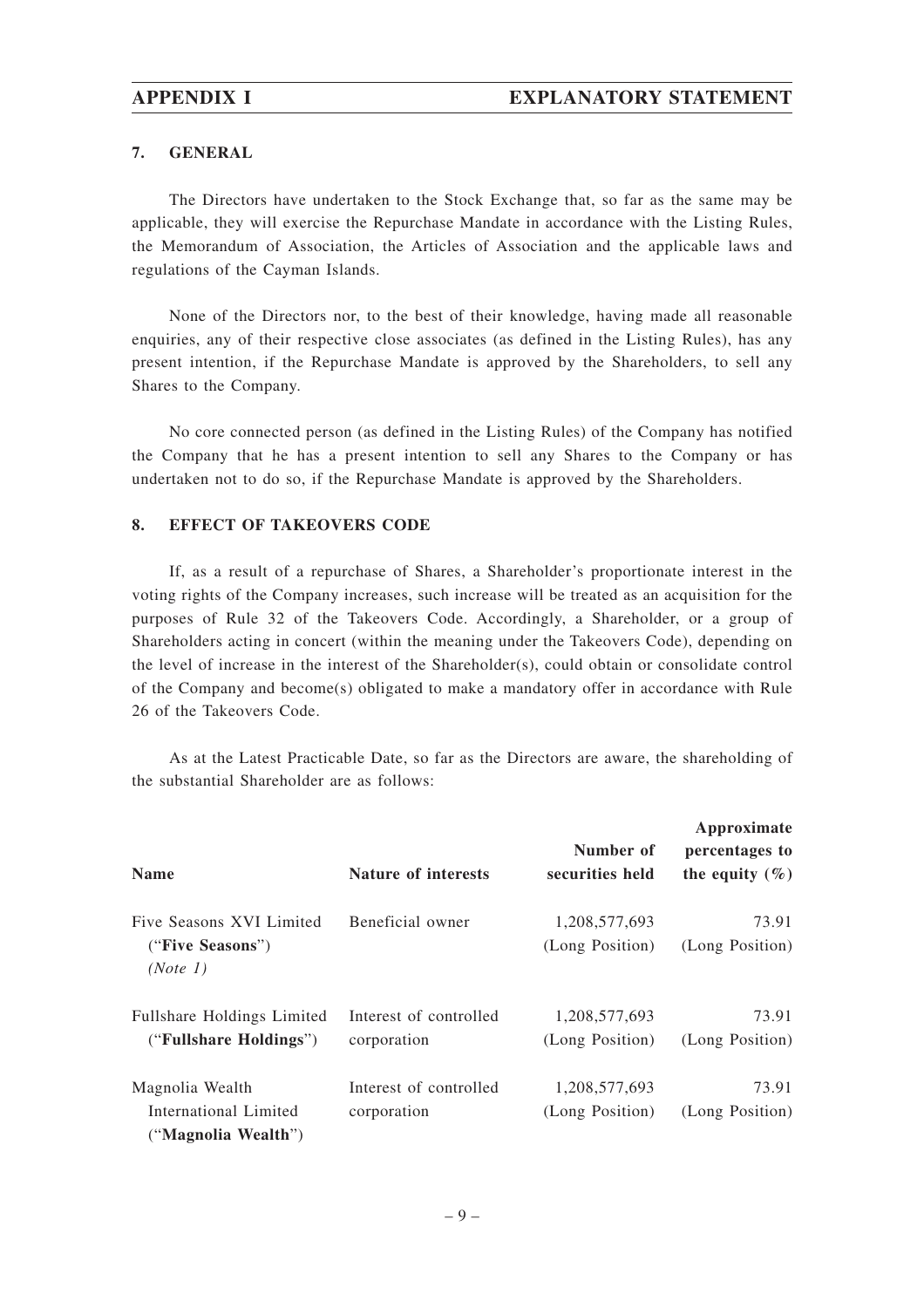## 7. GENERAL

The Directors have undertaken to the Stock Exchange that, so far as the same may be applicable, they will exercise the Repurchase Mandate in accordance with the Listing Rules, the Memorandum of Association, the Articles of Association and the applicable laws and regulations of the Cayman Islands.

None of the Directors nor, to the best of their knowledge, having made all reasonable enquiries, any of their respective close associates (as defined in the Listing Rules), has any present intention, if the Repurchase Mandate is approved by the Shareholders, to sell any Shares to the Company.

No core connected person (as defined in the Listing Rules) of the Company has notified the Company that he has a present intention to sell any Shares to the Company or has undertaken not to do so, if the Repurchase Mandate is approved by the Shareholders.

## 8. EFFECT OF TAKEOVERS CODE

If, as a result of a repurchase of Shares, a Shareholder's proportionate interest in the voting rights of the Company increases, such increase will be treated as an acquisition for the purposes of Rule 32 of the Takeovers Code. Accordingly, a Shareholder, or a group of Shareholders acting in concert (within the meaning under the Takeovers Code), depending on the level of increase in the interest of the Shareholder(s), could obtain or consolidate control of the Company and become(s) obligated to make a mandatory offer in accordance with Rule 26 of the Takeovers Code.

As at the Latest Practicable Date, so far as the Directors are aware, the shareholding of the substantial Shareholder are as follows:

| Name | Nature of interests | Number of securities held | Approximate percentages to the equity (%) |
|---|---|---|---|
| Five Seasons XVI Limited ("**Five Seasons**") *(Note 1)* | Beneficial owner | 1,208,577,693 (Long Position) | 73.91 (Long Position) |
| Fullshare Holdings Limited ("**Fullshare Holdings**") | Interest of controlled corporation | 1,208,577,693 (Long Position) | 73.91 (Long Position) |
| Magnolia Wealth International Limited ("**Magnolia Wealth**") | Interest of controlled corporation | 1,208,577,693 (Long Position) | 73.91 (Long Position) |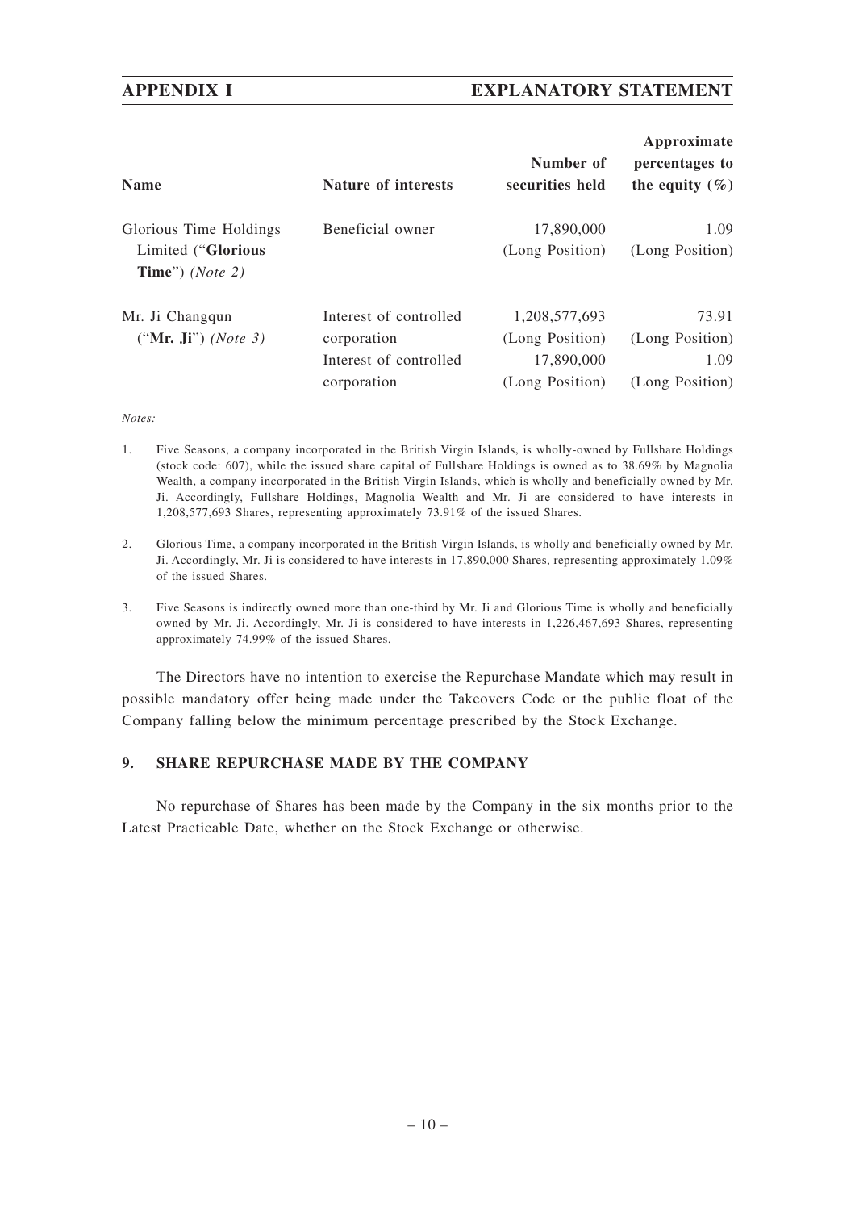| Name | Nature of interests | Number of securities held | Approximate percentages to the equity (%) |
|---|---|---|---|
| Glorious Time Holdings Limited ("**Glorious Time**") *(Note 2)* | Beneficial owner | 17,890,000 (Long Position) | 1.09 (Long Position) |
| Mr. Ji Changqun ("**Mr. Ji**") *(Note 3)* | Interest of controlled corporation | 1,208,577,693 (Long Position) | 73.91 (Long Position) |
| | Interest of controlled corporation | 17,890,000 (Long Position) | 1.09 (Long Position) |

*Notes:*

1. Five Seasons, a company incorporated in the British Virgin Islands, is wholly-owned by Fullshare Holdings (stock code: 607), while the issued share capital of Fullshare Holdings is owned as to 38.69% by Magnolia Wealth, a company incorporated in the British Virgin Islands, which is wholly and beneficially owned by Mr. Ji. Accordingly, Fullshare Holdings, Magnolia Wealth and Mr. Ji are considered to have interests in 1,208,577,693 Shares, representing approximately 73.91% of the issued Shares.

2. Glorious Time, a company incorporated in the British Virgin Islands, is wholly and beneficially owned by Mr. Ji. Accordingly, Mr. Ji is considered to have interests in 17,890,000 Shares, representing approximately 1.09% of the issued Shares.

3. Five Seasons is indirectly owned more than one-third by Mr. Ji and Glorious Time is wholly and beneficially owned by Mr. Ji. Accordingly, Mr. Ji is considered to have interests in 1,226,467,693 Shares, representing approximately 74.99% of the issued Shares.

The Directors have no intention to exercise the Repurchase Mandate which may result in possible mandatory offer being made under the Takeovers Code or the public float of the Company falling below the minimum percentage prescribed by the Stock Exchange.

## 9. SHARE REPURCHASE MADE BY THE COMPANY

No repurchase of Shares has been made by the Company in the six months prior to the Latest Practicable Date, whether on the Stock Exchange or otherwise.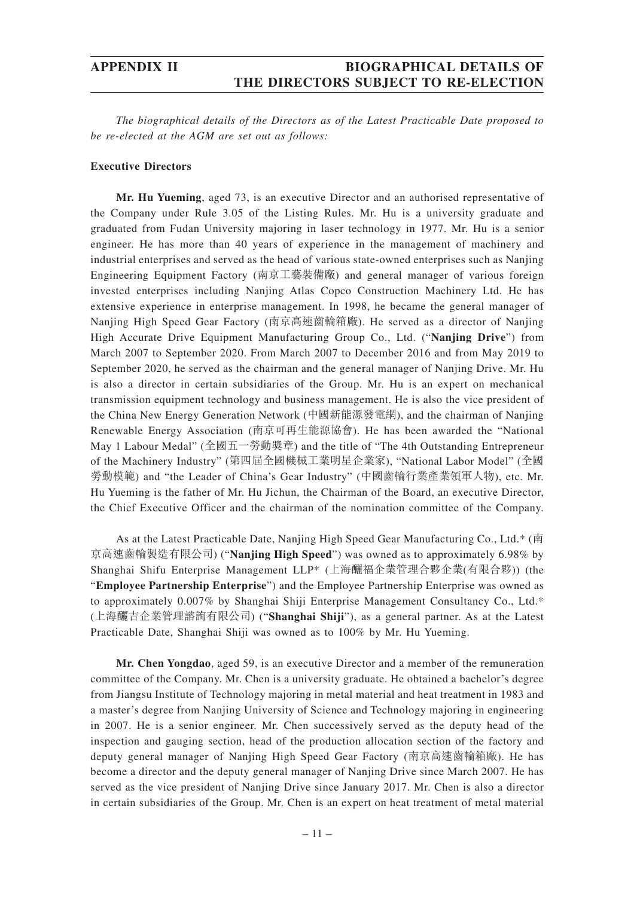*The biographical details of the Directors as of the Latest Practicable Date proposed to be re-elected at the AGM are set out as follows:*

**Executive Directors**

**Mr. Hu Yueming**, aged 73, is an executive Director and an authorised representative of the Company under Rule 3.05 of the Listing Rules. Mr. Hu is a university graduate and graduated from Fudan University majoring in laser technology in 1977. Mr. Hu is a senior engineer. He has more than 40 years of experience in the management of machinery and industrial enterprises and served as the head of various state-owned enterprises such as Nanjing Engineering Equipment Factory (南京工藝裝備廠) and general manager of various foreign invested enterprises including Nanjing Atlas Copco Construction Machinery Ltd. He has extensive experience in enterprise management. In 1998, he became the general manager of Nanjing High Speed Gear Factory (南京高速齒輪箱廠). He served as a director of Nanjing High Accurate Drive Equipment Manufacturing Group Co., Ltd. ("**Nanjing Drive**") from March 2007 to September 2020. From March 2007 to December 2016 and from May 2019 to September 2020, he served as the chairman and the general manager of Nanjing Drive. Mr. Hu is also a director in certain subsidiaries of the Group. Mr. Hu is an expert on mechanical transmission equipment technology and business management. He is also the vice president of the China New Energy Generation Network (中國新能源發電網), and the chairman of Nanjing Renewable Energy Association (南京可再生能源協會). He has been awarded the "National May 1 Labour Medal" (全國五一勞動獎章) and the title of "The 4th Outstanding Entrepreneur of the Machinery Industry" (第四屆全國機械工業明星企業家), "National Labor Model" (全國勞動模範) and "the Leader of China's Gear Industry" (中國齒輪行業產業領軍人物), etc. Mr. Hu Yueming is the father of Mr. Hu Jichun, the Chairman of the Board, an executive Director, the Chief Executive Officer and the chairman of the nomination committee of the Company.

As at the Latest Practicable Date, Nanjing High Speed Gear Manufacturing Co., Ltd.* (南京高速齒輪製造有限公司) ("**Nanjing High Speed**") was owned as to approximately 6.98% by Shanghai Shifu Enterprise Management LLP* (上海266福企業管理合夥企業(有限合夥)) (the "**Employee Partnership Enterprise**") and the Employee Partnership Enterprise was owned as to approximately 0.007% by Shanghai Shiji Enterprise Management Consultancy Co., Ltd.* (上海釃吉企業管理諮詢有限公司) ("**Shanghai Shiji**"), as a general partner. As at the Latest Practicable Date, Shanghai Shiji was owned as to 100% by Mr. Hu Yueming.

**Mr. Chen Yongdao**, aged 59, is an executive Director and a member of the remuneration committee of the Company. Mr. Chen is a university graduate. He obtained a bachelor's degree from Jiangsu Institute of Technology majoring in metal material and heat treatment in 1983 and a master's degree from Nanjing University of Science and Technology majoring in engineering in 2007. He is a senior engineer. Mr. Chen successively served as the deputy head of the inspection and gauging section, head of the production allocation section of the factory and deputy general manager of Nanjing High Speed Gear Factory (南京高速齒輪箱廠). He has become a director and the deputy general manager of Nanjing Drive since March 2007. He has served as the vice president of Nanjing Drive since January 2017. Mr. Chen is also a director in certain subsidiaries of the Group. Mr. Chen is an expert on heat treatment of metal material

*The biographical details of the Directors as of the Latest Practicable Date proposed to be re-elected at the AGM are set out as follows:*

**Executive Directors**

**Mr. Hu Yueming**, aged 73, is an executive Director and an authorised representative of the Company under Rule 3.05 of the Listing Rules. Mr. Hu is a university graduate and graduated from Fudan University majoring in laser technology in 1977. Mr. Hu is a senior engineer. He has more than 40 years of experience in the management of machinery and industrial enterprises and served as the head of various state-owned enterprises such as Nanjing Engineering Equipment Factory (南京工藝裝備廠) and general manager of various foreign invested enterprises including Nanjing Atlas Copco Construction Machinery Ltd. He has extensive experience in enterprise management. In 1998, he became the general manager of Nanjing High Speed Gear Factory (南京高速齒輪箱廠). He served as a director of Nanjing High Accurate Drive Equipment Manufacturing Group Co., Ltd. ("**Nanjing Drive**") from March 2007 to September 2020. From March 2007 to December 2016 and from May 2019 to September 2020, he served as the chairman and the general manager of Nanjing Drive. Mr. Hu is also a director in certain subsidiaries of the Group. Mr. Hu is an expert on mechanical transmission equipment technology and business management. He is also the vice president of the China New Energy Generation Network (中國新能源發電網), and the chairman of Nanjing Renewable Energy Association (南京可再生能源協會). He has been awarded the "National May 1 Labour Medal" (全國五一勞動獎章) and the title of "The 4th Outstanding Entrepreneur of the Machinery Industry" (第四屆全國機械工業明星企業家), "National Labor Model" (全國勞動模範) and "the Leader of China's Gear Industry" (中國齒輪行業產業領軍人物), etc. Mr. Hu Yueming is the father of Mr. Hu Jichun, the Chairman of the Board, an executive Director, the Chief Executive Officer and the chairman of the nomination committee of the Company.

As at the Latest Practicable Date, Nanjing High Speed Gear Manufacturing Co., Ltd.* (南京高速齒輪製造有限公司) ("**Nanjing High Speed**") was owned as to approximately 6.98% by Shanghai Shifu Enterprise Management LLP* (上海釃福企業管理合夥企業(有限合夥)) (the "**Employee Partnership Enterprise**") and the Employee Partnership Enterprise was owned as to approximately 0.007% by Shanghai Shiji Enterprise Management Consultancy Co., Ltd.* (上海釃吉企業管理諮詢有限公司) ("**Shanghai Shiji**"), as a general partner. As at the Latest Practicable Date, Shanghai Shiji was owned as to 100% by Mr. Hu Yueming.

**Mr. Chen Yongdao**, aged 59, is an executive Director and a member of the remuneration committee of the Company. Mr. Chen is a university graduate. He obtained a bachelor's degree from Jiangsu Institute of Technology majoring in metal material and heat treatment in 1983 and a master's degree from Nanjing University of Science and Technology majoring in engineering in 2007. He is a senior engineer. Mr. Chen successively served as the deputy head of the inspection and gauging section, head of the production allocation section of the factory and deputy general manager of Nanjing High Speed Gear Factory (南京高速齒輪箱廠). He has become a director and the deputy general manager of Nanjing Drive since March 2007. He has served as the vice president of Nanjing Drive since January 2017. Mr. Chen is also a director in certain subsidiaries of the Group. Mr. Chen is an expert on heat treatment of metal material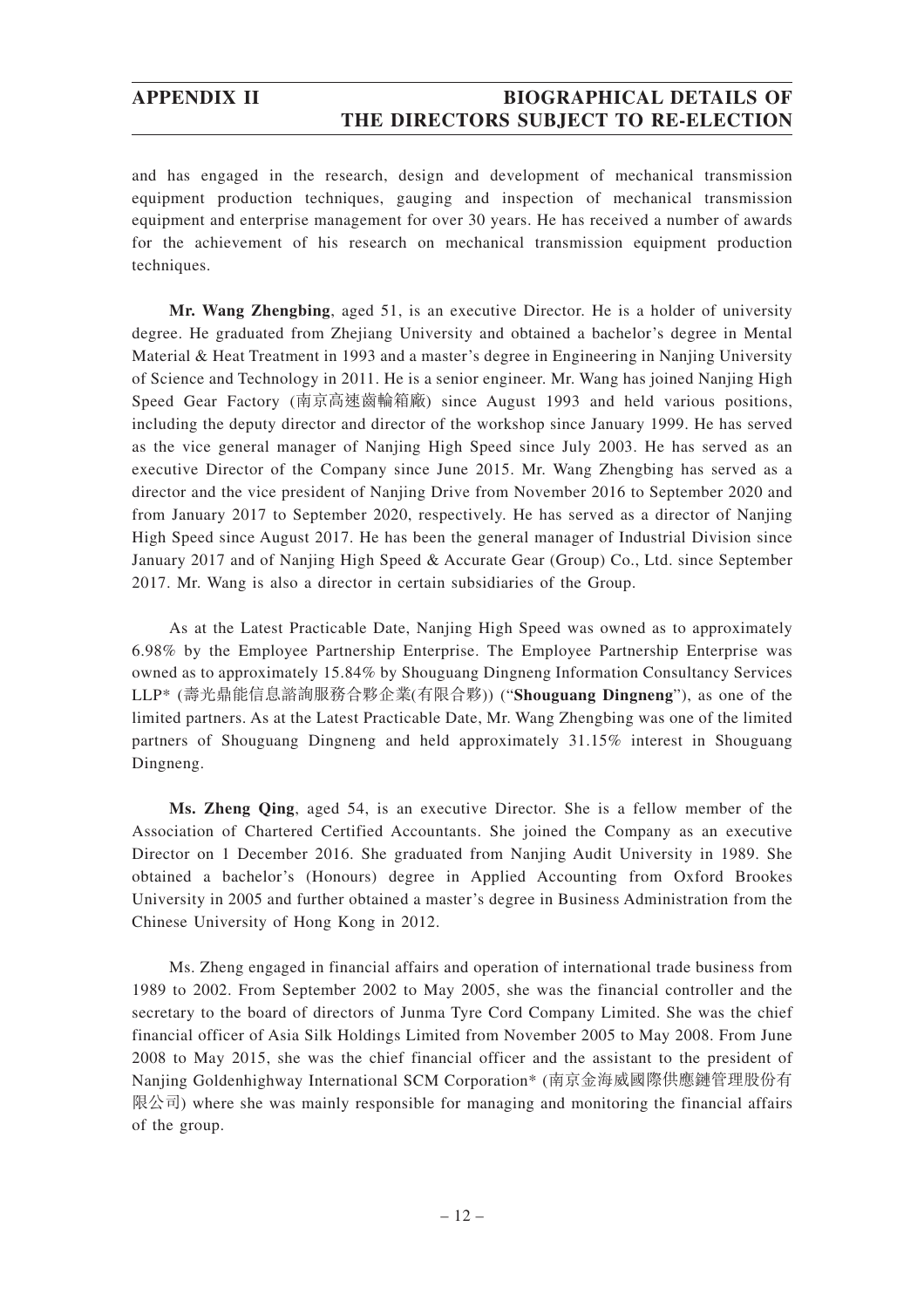and has engaged in the research, design and development of mechanical transmission equipment production techniques, gauging and inspection of mechanical transmission equipment and enterprise management for over 30 years. He has received a number of awards for the achievement of his research on mechanical transmission equipment production techniques.

**Mr. Wang Zhengbing**, aged 51, is an executive Director. He is a holder of university degree. He graduated from Zhejiang University and obtained a bachelor's degree in Mental Material & Heat Treatment in 1993 and a master's degree in Engineering in Nanjing University of Science and Technology in 2011. He is a senior engineer. Mr. Wang has joined Nanjing High Speed Gear Factory (南京高速齒輪箱廠) since August 1993 and held various positions, including the deputy director and director of the workshop since January 1999. He has served as the vice general manager of Nanjing High Speed since July 2003. He has served as an executive Director of the Company since June 2015. Mr. Wang Zhengbing has served as a director and the vice president of Nanjing Drive from November 2016 to September 2020 and from January 2017 to September 2020, respectively. He has served as a director of Nanjing High Speed since August 2017. He has been the general manager of Industrial Division since January 2017 and of Nanjing High Speed & Accurate Gear (Group) Co., Ltd. since September 2017. Mr. Wang is also a director in certain subsidiaries of the Group.

As at the Latest Practicable Date, Nanjing High Speed was owned as to approximately 6.98% by the Employee Partnership Enterprise. The Employee Partnership Enterprise was owned as to approximately 15.84% by Shouguang Dingneng Information Consultancy Services LLP* (壽光鼎能信息諮詢服務合夥企業(有限合夥)) ("**Shouguang Dingneng**"), as one of the limited partners. As at the Latest Practicable Date, Mr. Wang Zhengbing was one of the limited partners of Shouguang Dingneng and held approximately 31.15% interest in Shouguang Dingneng.

**Ms. Zheng Qing**, aged 54, is an executive Director. She is a fellow member of the Association of Chartered Certified Accountants. She joined the Company as an executive Director on 1 December 2016. She graduated from Nanjing Audit University in 1989. She obtained a bachelor's (Honours) degree in Applied Accounting from Oxford Brookes University in 2005 and further obtained a master's degree in Business Administration from the Chinese University of Hong Kong in 2012.

Ms. Zheng engaged in financial affairs and operation of international trade business from 1989 to 2002. From September 2002 to May 2005, she was the financial controller and the secretary to the board of directors of Junma Tyre Cord Company Limited. She was the chief financial officer of Asia Silk Holdings Limited from November 2005 to May 2008. From June 2008 to May 2015, she was the chief financial officer and the assistant to the president of Nanjing Goldenhighway International SCM Corporation* (南京金海威國際供應鏈管理股份有限公司) where she was mainly responsible for managing and monitoring the financial affairs of the group.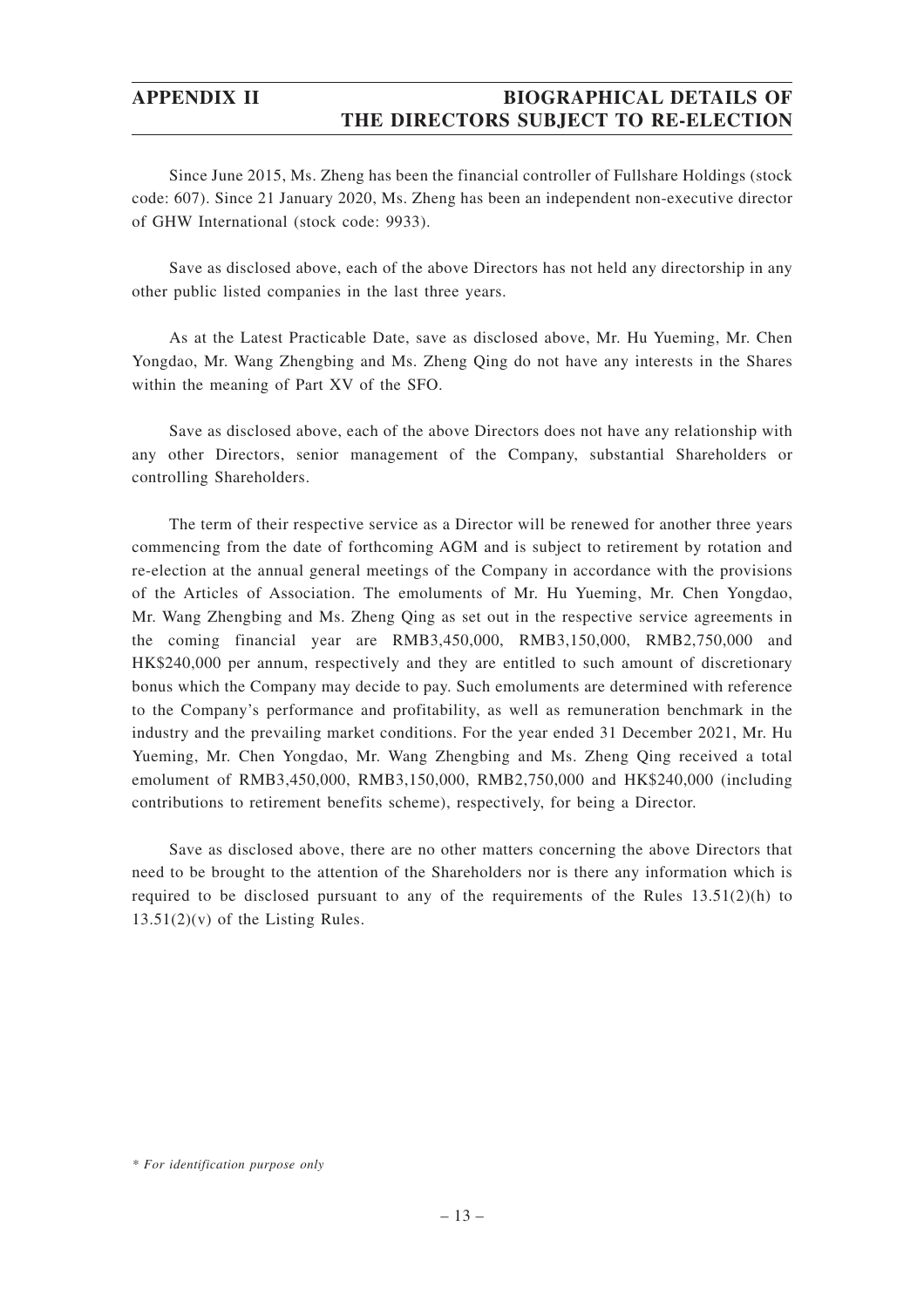Since June 2015, Ms. Zheng has been the financial controller of Fullshare Holdings (stock code: 607). Since 21 January 2020, Ms. Zheng has been an independent non-executive director of GHW International (stock code: 9933).

Save as disclosed above, each of the above Directors has not held any directorship in any other public listed companies in the last three years.

As at the Latest Practicable Date, save as disclosed above, Mr. Hu Yueming, Mr. Chen Yongdao, Mr. Wang Zhengbing and Ms. Zheng Qing do not have any interests in the Shares within the meaning of Part XV of the SFO.

Save as disclosed above, each of the above Directors does not have any relationship with any other Directors, senior management of the Company, substantial Shareholders or controlling Shareholders.

The term of their respective service as a Director will be renewed for another three years commencing from the date of forthcoming AGM and is subject to retirement by rotation and re-election at the annual general meetings of the Company in accordance with the provisions of the Articles of Association. The emoluments of Mr. Hu Yueming, Mr. Chen Yongdao, Mr. Wang Zhengbing and Ms. Zheng Qing as set out in the respective service agreements in the coming financial year are RMB3,450,000, RMB3,150,000, RMB2,750,000 and HK$240,000 per annum, respectively and they are entitled to such amount of discretionary bonus which the Company may decide to pay. Such emoluments are determined with reference to the Company's performance and profitability, as well as remuneration benchmark in the industry and the prevailing market conditions. For the year ended 31 December 2021, Mr. Hu Yueming, Mr. Chen Yongdao, Mr. Wang Zhengbing and Ms. Zheng Qing received a total emolument of RMB3,450,000, RMB3,150,000, RMB2,750,000 and HK$240,000 (including contributions to retirement benefits scheme), respectively, for being a Director.

Save as disclosed above, there are no other matters concerning the above Directors that need to be brought to the attention of the Shareholders nor is there any information which is required to be disclosed pursuant to any of the requirements of the Rules 13.51(2)(h) to 13.51(2)(v) of the Listing Rules.

*\* For identification purpose only*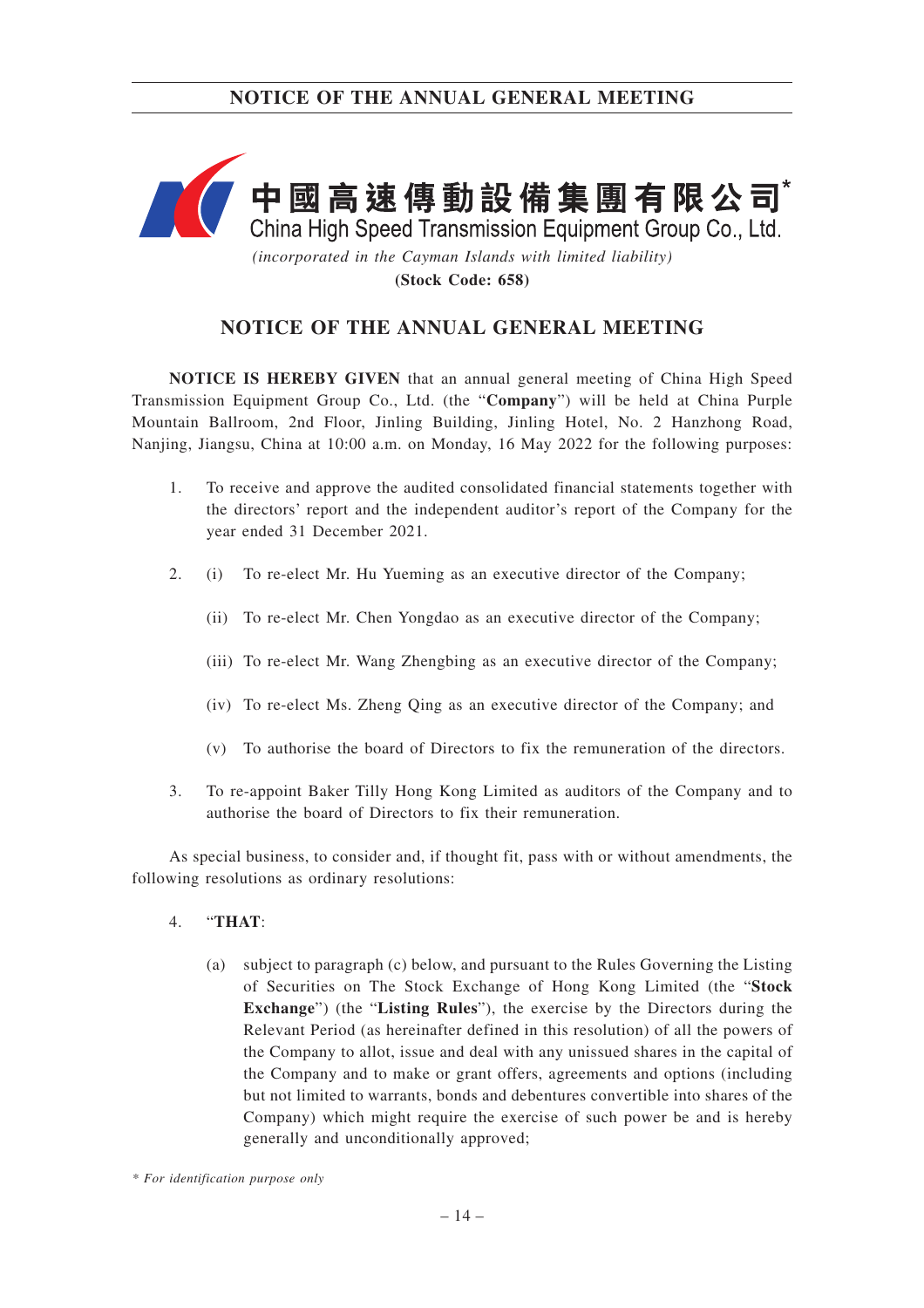中國高速傳動設備集團有限公司*

China High Speed Transmission Equipment Group Co., Ltd.

*(incorporated in the Cayman Islands with limited liability)*

**(Stock Code: 658)**

# NOTICE OF THE ANNUAL GENERAL MEETING

**NOTICE IS HEREBY GIVEN** that an annual general meeting of China High Speed Transmission Equipment Group Co., Ltd. (the "**Company**") will be held at China Purple Mountain Ballroom, 2nd Floor, Jinling Building, Jinling Hotel, No. 2 Hanzhong Road, Nanjing, Jiangsu, China at 10:00 a.m. on Monday, 16 May 2022 for the following purposes:

1. To receive and approve the audited consolidated financial statements together with the directors' report and the independent auditor's report of the Company for the year ended 31 December 2021.

2. (i) To re-elect Mr. Hu Yueming as an executive director of the Company;

   (ii) To re-elect Mr. Chen Yongdao as an executive director of the Company;

   (iii) To re-elect Mr. Wang Zhengbing as an executive director of the Company;

   (iv) To re-elect Ms. Zheng Qing as an executive director of the Company; and

   (v) To authorise the board of Directors to fix the remuneration of the directors.

3. To re-appoint Baker Tilly Hong Kong Limited as auditors of the Company and to authorise the board of Directors to fix their remuneration.

As special business, to consider and, if thought fit, pass with or without amendments, the following resolutions as ordinary resolutions:

4. "**THAT**:

   (a) subject to paragraph (c) below, and pursuant to the Rules Governing the Listing of Securities on The Stock Exchange of Hong Kong Limited (the "**Stock Exchange**") (the "**Listing Rules**"), the exercise by the Directors during the Relevant Period (as hereinafter defined in this resolution) of all the powers of the Company to allot, issue and deal with any unissued shares in the capital of the Company and to make or grant offers, agreements and options (including but not limited to warrants, bonds and debentures convertible into shares of the Company) which might require the exercise of such power be and is hereby generally and unconditionally approved;

*\* For identification purpose only*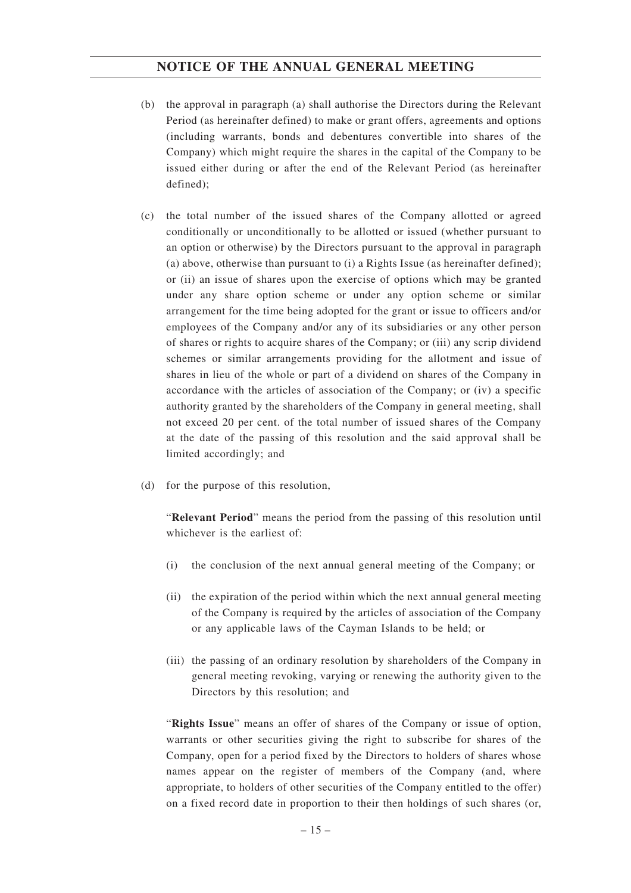(b) the approval in paragraph (a) shall authorise the Directors during the Relevant Period (as hereinafter defined) to make or grant offers, agreements and options (including warrants, bonds and debentures convertible into shares of the Company) which might require the shares in the capital of the Company to be issued either during or after the end of the Relevant Period (as hereinafter defined);

(c) the total number of the issued shares of the Company allotted or agreed conditionally or unconditionally to be allotted or issued (whether pursuant to an option or otherwise) by the Directors pursuant to the approval in paragraph (a) above, otherwise than pursuant to (i) a Rights Issue (as hereinafter defined); or (ii) an issue of shares upon the exercise of options which may be granted under any share option scheme or under any option scheme or similar arrangement for the time being adopted for the grant or issue to officers and/or employees of the Company and/or any of its subsidiaries or any other person of shares or rights to acquire shares of the Company; or (iii) any scrip dividend schemes or similar arrangements providing for the allotment and issue of shares in lieu of the whole or part of a dividend on shares of the Company in accordance with the articles of association of the Company; or (iv) a specific authority granted by the shareholders of the Company in general meeting, shall not exceed 20 per cent. of the total number of issued shares of the Company at the date of the passing of this resolution and the said approval shall be limited accordingly; and

(d) for the purpose of this resolution,

"**Relevant Period**" means the period from the passing of this resolution until whichever is the earliest of:

(i) the conclusion of the next annual general meeting of the Company; or

(ii) the expiration of the period within which the next annual general meeting of the Company is required by the articles of association of the Company or any applicable laws of the Cayman Islands to be held; or

(iii) the passing of an ordinary resolution by shareholders of the Company in general meeting revoking, varying or renewing the authority given to the Directors by this resolution; and

"**Rights Issue**" means an offer of shares of the Company or issue of option, warrants or other securities giving the right to subscribe for shares of the Company, open for a period fixed by the Directors to holders of shares whose names appear on the register of members of the Company (and, where appropriate, to holders of other securities of the Company entitled to the offer) on a fixed record date in proportion to their then holdings of such shares (or,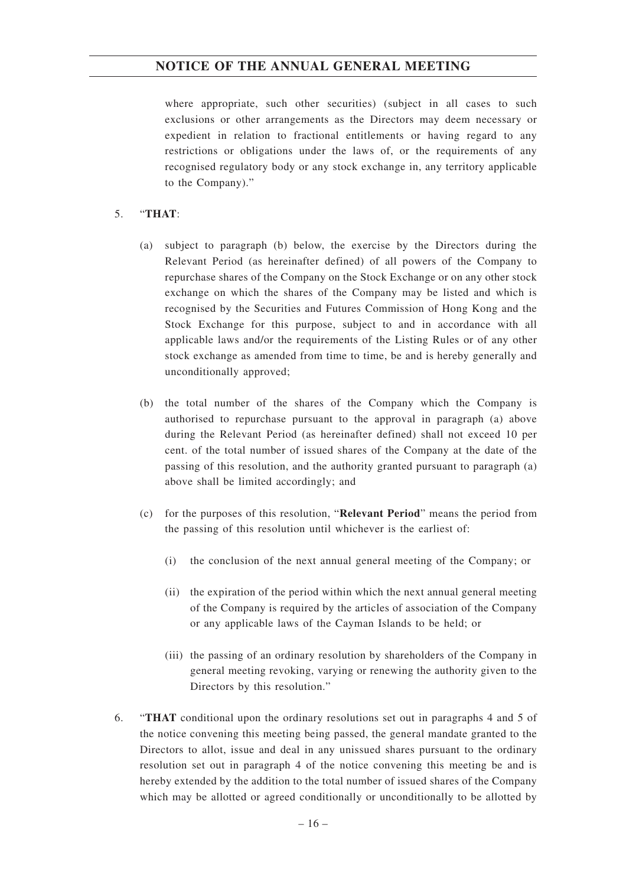where appropriate, such other securities) (subject in all cases to such exclusions or other arrangements as the Directors may deem necessary or expedient in relation to fractional entitlements or having regard to any restrictions or obligations under the laws of, or the requirements of any recognised regulatory body or any stock exchange in, any territory applicable to the Company)."

5. "**THAT**:

   (a) subject to paragraph (b) below, the exercise by the Directors during the Relevant Period (as hereinafter defined) of all powers of the Company to repurchase shares of the Company on the Stock Exchange or on any other stock exchange on which the shares of the Company may be listed and which is recognised by the Securities and Futures Commission of Hong Kong and the Stock Exchange for this purpose, subject to and in accordance with all applicable laws and/or the requirements of the Listing Rules or of any other stock exchange as amended from time to time, be and is hereby generally and unconditionally approved;

   (b) the total number of the shares of the Company which the Company is authorised to repurchase pursuant to the approval in paragraph (a) above during the Relevant Period (as hereinafter defined) shall not exceed 10 per cent. of the total number of issued shares of the Company at the date of the passing of this resolution, and the authority granted pursuant to paragraph (a) above shall be limited accordingly; and

   (c) for the purposes of this resolution, "**Relevant Period**" means the period from the passing of this resolution until whichever is the earliest of:

      (i) the conclusion of the next annual general meeting of the Company; or

      (ii) the expiration of the period within which the next annual general meeting of the Company is required by the articles of association of the Company or any applicable laws of the Cayman Islands to be held; or

      (iii) the passing of an ordinary resolution by shareholders of the Company in general meeting revoking, varying or renewing the authority given to the Directors by this resolution."

6. "**THAT** conditional upon the ordinary resolutions set out in paragraphs 4 and 5 of the notice convening this meeting being passed, the general mandate granted to the Directors to allot, issue and deal in any unissued shares pursuant to the ordinary resolution set out in paragraph 4 of the notice convening this meeting be and is hereby extended by the addition to the total number of issued shares of the Company which may be allotted or agreed conditionally or unconditionally to be allotted by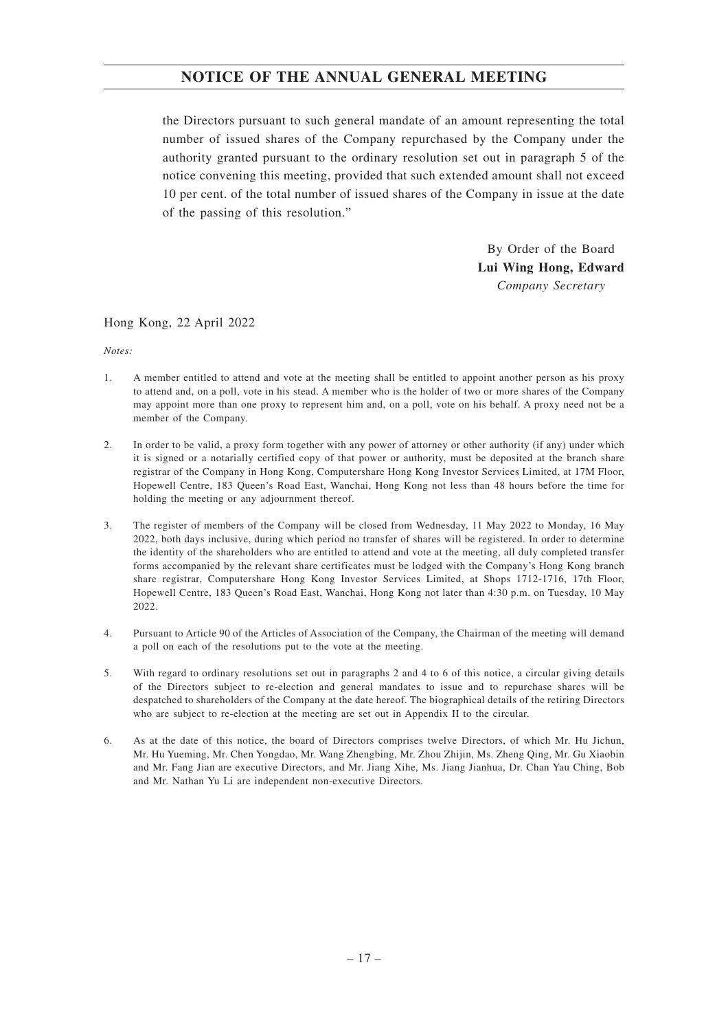the Directors pursuant to such general mandate of an amount representing the total number of issued shares of the Company repurchased by the Company under the authority granted pursuant to the ordinary resolution set out in paragraph 5 of the notice convening this meeting, provided that such extended amount shall not exceed 10 per cent. of the total number of issued shares of the Company in issue at the date of the passing of this resolution."

By Order of the Board
**Lui Wing Hong, Edward**
*Company Secretary*

Hong Kong, 22 April 2022

*Notes:*

1. A member entitled to attend and vote at the meeting shall be entitled to appoint another person as his proxy to attend and, on a poll, vote in his stead. A member who is the holder of two or more shares of the Company may appoint more than one proxy to represent him and, on a poll, vote on his behalf. A proxy need not be a member of the Company.

2. In order to be valid, a proxy form together with any power of attorney or other authority (if any) under which it is signed or a notarially certified copy of that power or authority, must be deposited at the branch share registrar of the Company in Hong Kong, Computershare Hong Kong Investor Services Limited, at 17M Floor, Hopewell Centre, 183 Queen's Road East, Wanchai, Hong Kong not less than 48 hours before the time for holding the meeting or any adjournment thereof.

3. The register of members of the Company will be closed from Wednesday, 11 May 2022 to Monday, 16 May 2022, both days inclusive, during which period no transfer of shares will be registered. In order to determine the identity of the shareholders who are entitled to attend and vote at the meeting, all duly completed transfer forms accompanied by the relevant share certificates must be lodged with the Company's Hong Kong branch share registrar, Computershare Hong Kong Investor Services Limited, at Shops 1712-1716, 17th Floor, Hopewell Centre, 183 Queen's Road East, Wanchai, Hong Kong not later than 4:30 p.m. on Tuesday, 10 May 2022.

4. Pursuant to Article 90 of the Articles of Association of the Company, the Chairman of the meeting will demand a poll on each of the resolutions put to the vote at the meeting.

5. With regard to ordinary resolutions set out in paragraphs 2 and 4 to 6 of this notice, a circular giving details of the Directors subject to re-election and general mandates to issue and to repurchase shares will be despatched to shareholders of the Company at the date hereof. The biographical details of the retiring Directors who are subject to re-election at the meeting are set out in Appendix II to the circular.

6. As at the date of this notice, the board of Directors comprises twelve Directors, of which Mr. Hu Jichun, Mr. Hu Yueming, Mr. Chen Yongdao, Mr. Wang Zhengbing, Mr. Zhou Zhijin, Ms. Zheng Qing, Mr. Gu Xiaobin and Mr. Fang Jian are executive Directors, and Mr. Jiang Xihe, Ms. Jiang Jianhua, Dr. Chan Yau Ching, Bob and Mr. Nathan Yu Li are independent non-executive Directors.